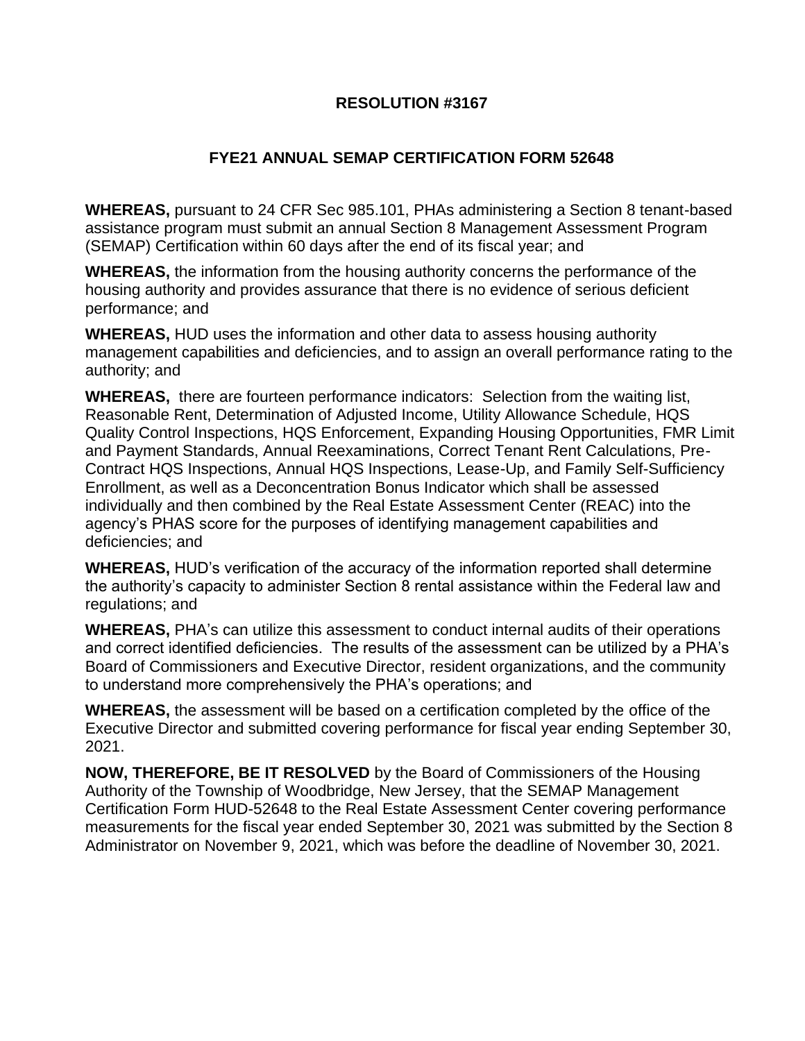# RESOLUTION #3167

## FYE21 ANNUAL SEMAP CERTIFICATION FORM 52648

**WHEREAS,** pursuant to 24 CFR Sec 985.101, PHAs administering a Section 8 tenant-based assistance program must submit an annual Section 8 Management Assessment Program (SEMAP) Certification within 60 days after the end of its fiscal year; and

**WHEREAS,** the information from the housing authority concerns the performance of the housing authority and provides assurance that there is no evidence of serious deficient performance; and

**WHEREAS,** HUD uses the information and other data to assess housing authority management capabilities and deficiencies, and to assign an overall performance rating to the authority; and

**WHEREAS,** there are fourteen performance indicators: Selection from the waiting list, Reasonable Rent, Determination of Adjusted Income, Utility Allowance Schedule, HQS Quality Control Inspections, HQS Enforcement, Expanding Housing Opportunities, FMR Limit and Payment Standards, Annual Reexaminations, Correct Tenant Rent Calculations, Pre-Contract HQS Inspections, Annual HQS Inspections, Lease-Up, and Family Self-Sufficiency Enrollment, as well as a Deconcentration Bonus Indicator which shall be assessed individually and then combined by the Real Estate Assessment Center (REAC) into the agency's PHAS score for the purposes of identifying management capabilities and deficiencies; and

**WHEREAS,** HUD's verification of the accuracy of the information reported shall determine the authority's capacity to administer Section 8 rental assistance within the Federal law and regulations; and

**WHEREAS,** PHA's can utilize this assessment to conduct internal audits of their operations and correct identified deficiencies. The results of the assessment can be utilized by a PHA's Board of Commissioners and Executive Director, resident organizations, and the community to understand more comprehensively the PHA's operations; and

**WHEREAS,** the assessment will be based on a certification completed by the office of the Executive Director and submitted covering performance for fiscal year ending September 30, 2021.

**NOW, THEREFORE, BE IT RESOLVED** by the Board of Commissioners of the Housing Authority of the Township of Woodbridge, New Jersey, that the SEMAP Management Certification Form HUD-52648 to the Real Estate Assessment Center covering performance measurements for the fiscal year ended September 30, 2021 was submitted by the Section 8 Administrator on November 9, 2021, which was before the deadline of November 30, 2021.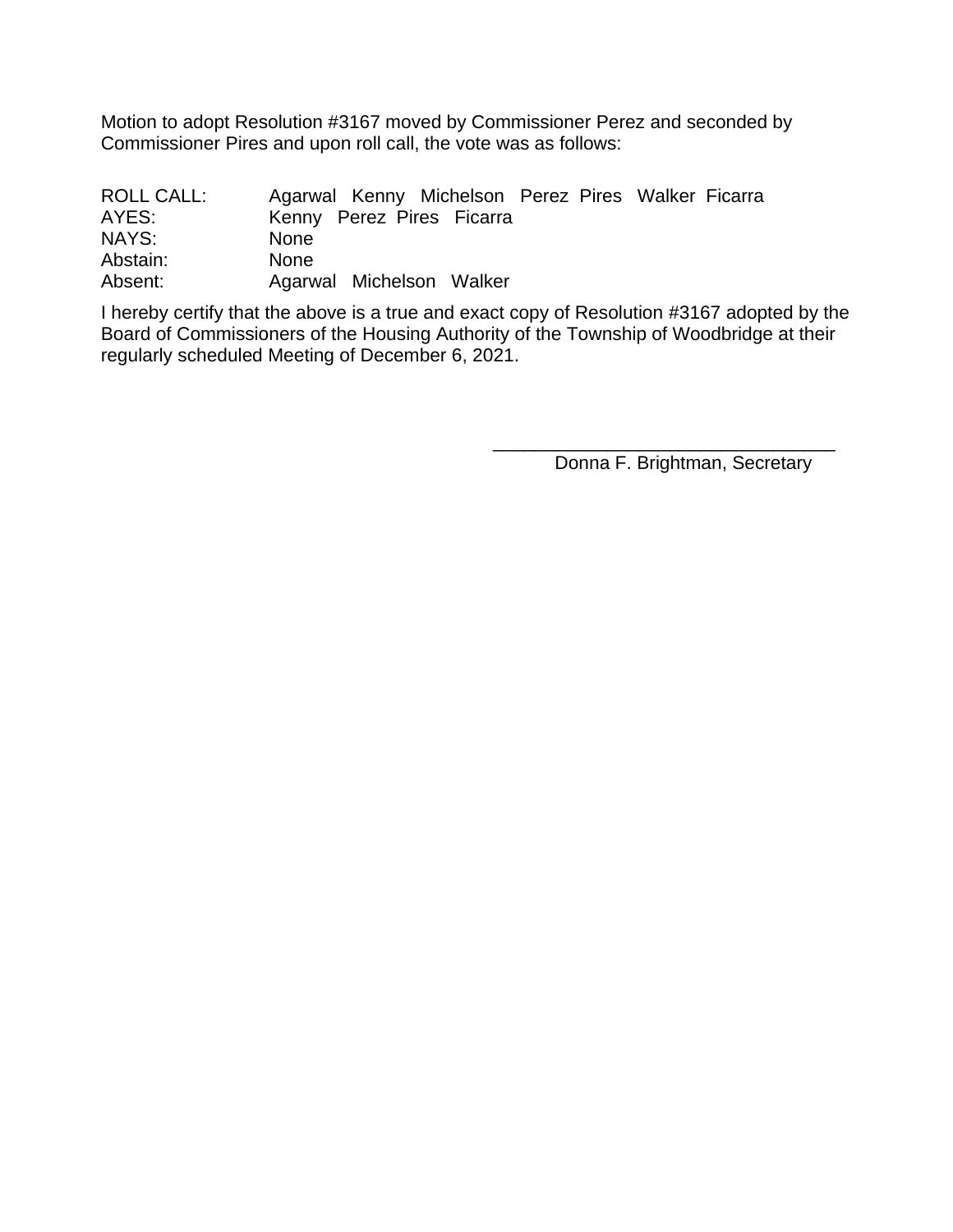Motion to adopt Resolution #3167 moved by Commissioner Perez and seconded by Commissioner Pires and upon roll call, the vote was as follows:

| | |
|---|---|
| ROLL CALL: | Agarwal Kenny Michelson Perez Pires Walker Ficarra |
| AYES: | Kenny Perez Pires Ficarra |
| NAYS: | None |
| Abstain: | None |
| Absent: | Agarwal Michelson Walker |

I hereby certify that the above is a true and exact copy of Resolution #3167 adopted by the Board of Commissioners of the Housing Authority of the Township of Woodbridge at their regularly scheduled Meeting of December 6, 2021.

_________________________________

Donna F. Brightman, Secretary